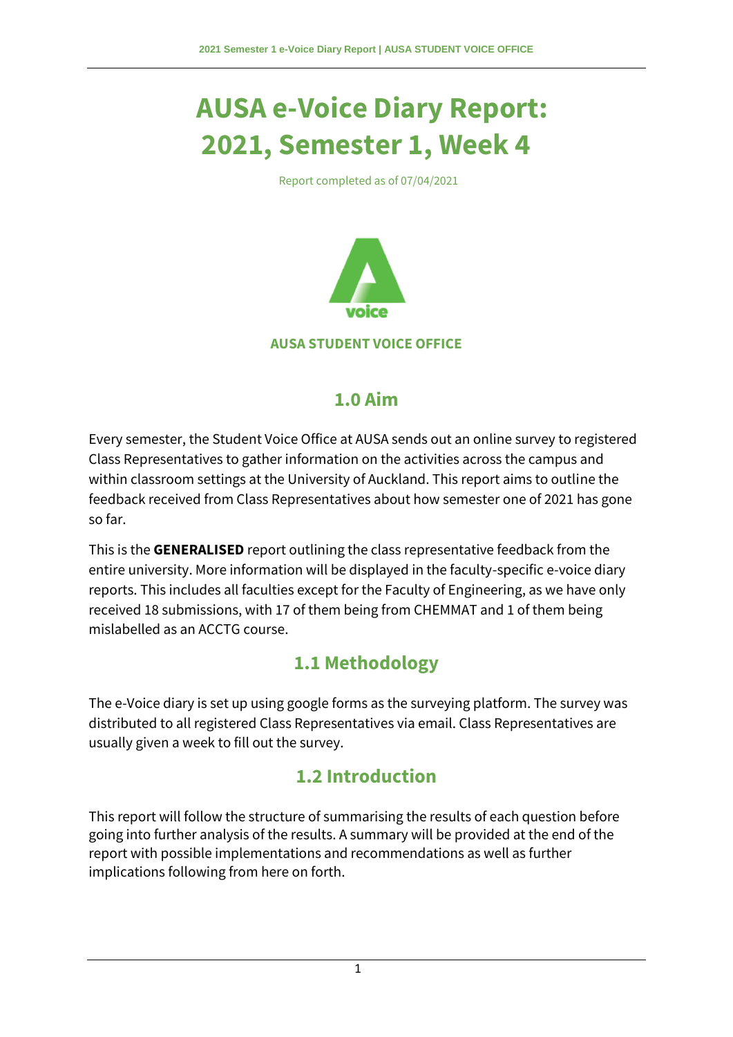# AUSA e-Voice Diary Report: 2021, Semester 1, Week 4

Report completed as of 07/04/2021

AUSA STUDENT VOICE OFFICE

## 1.0 Aim

Every semester, the Student Voice Office at AUSA sends out an online survey to registered Class Representatives to gather information on the activities across the campus and within classroom settings at the University of Auckland. This report aims to outline the feedback received from Class Representatives about how semester one of 2021 has gone so far.

This is the **GENERALISED** report outlining the class representative feedback from the entire university. More information will be displayed in the faculty-specific e-voice diary reports. This includes all faculties except for the Faculty of Engineering, as we have only received 18 submissions, with 17 of them being from CHEMMAT and 1 of them being mislabelled as an ACCTG course.

## 1.1 Methodology

The e-Voice diary is set up using google forms as the surveying platform. The survey was distributed to all registered Class Representatives via email. Class Representatives are usually given a week to fill out the survey.

## 1.2 Introduction

This report will follow the structure of summarising the results of each question before going into further analysis of the results. A summary will be provided at the end of the report with possible implementations and recommendations as well as further implications following from here on forth.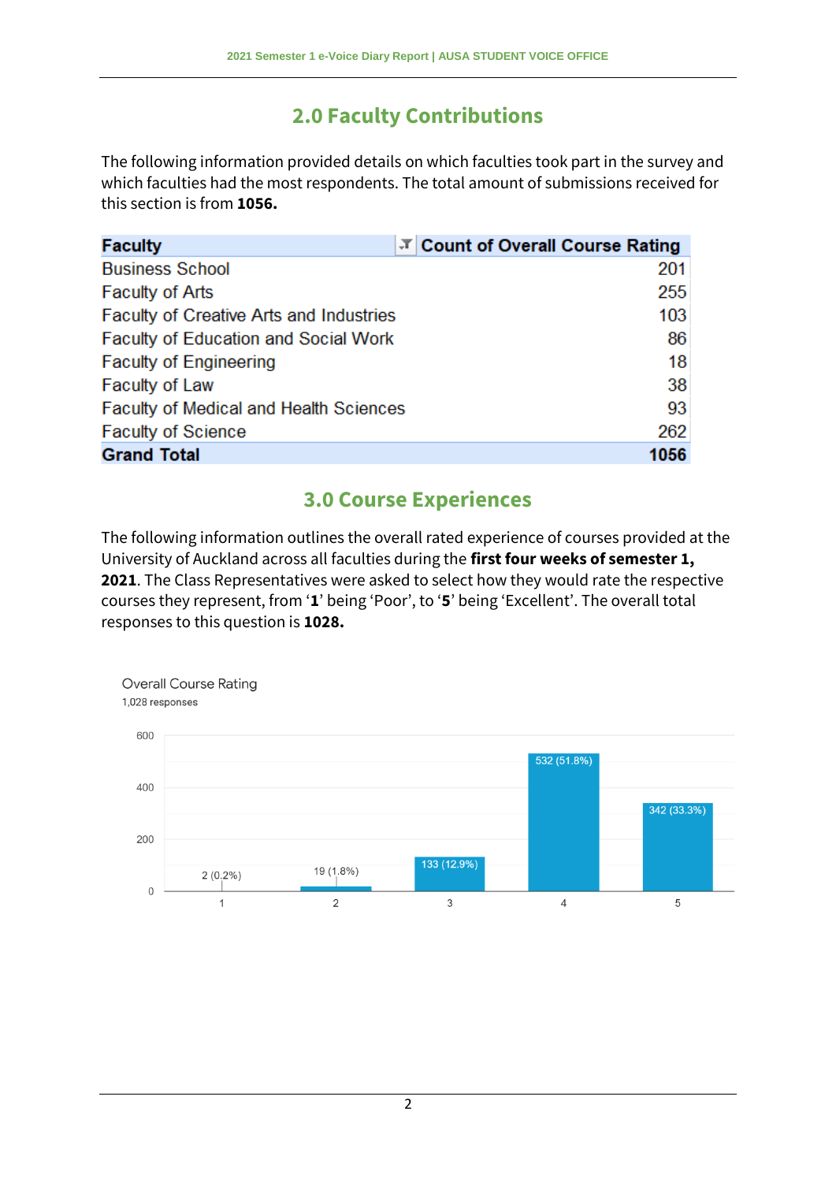## 2.0 Faculty Contributions

The following information provided details on which faculties took part in the survey and which faculties had the most respondents. The total amount of submissions received for this section is from **1056.**

| Faculty | Count of Overall Course Rating |
|---|---|
| Business School | 201 |
| Faculty of Arts | 255 |
| Faculty of Creative Arts and Industries | 103 |
| Faculty of Education and Social Work | 86 |
| Faculty of Engineering | 18 |
| Faculty of Law | 38 |
| Faculty of Medical and Health Sciences | 93 |
| Faculty of Science | 262 |
| **Grand Total** | **1056** |

## 3.0 Course Experiences

The following information outlines the overall rated experience of courses provided at the University of Auckland across all faculties during the **first four weeks of semester 1, 2021**. The Class Representatives were asked to select how they would rate the respective courses they represent, from '**1**' being 'Poor', to '**5**' being 'Excellent'. The overall total responses to this question is **1028.**

Overall Course Rating
1,028 responses

| Rating | Responses |
|---|---|
| 1 | 2 (0.2%) |
| 2 | 19 (1.8%) |
| 3 | 133 (12.9%) |
| 4 | 532 (51.8%) |
| 5 | 342 (33.3%) |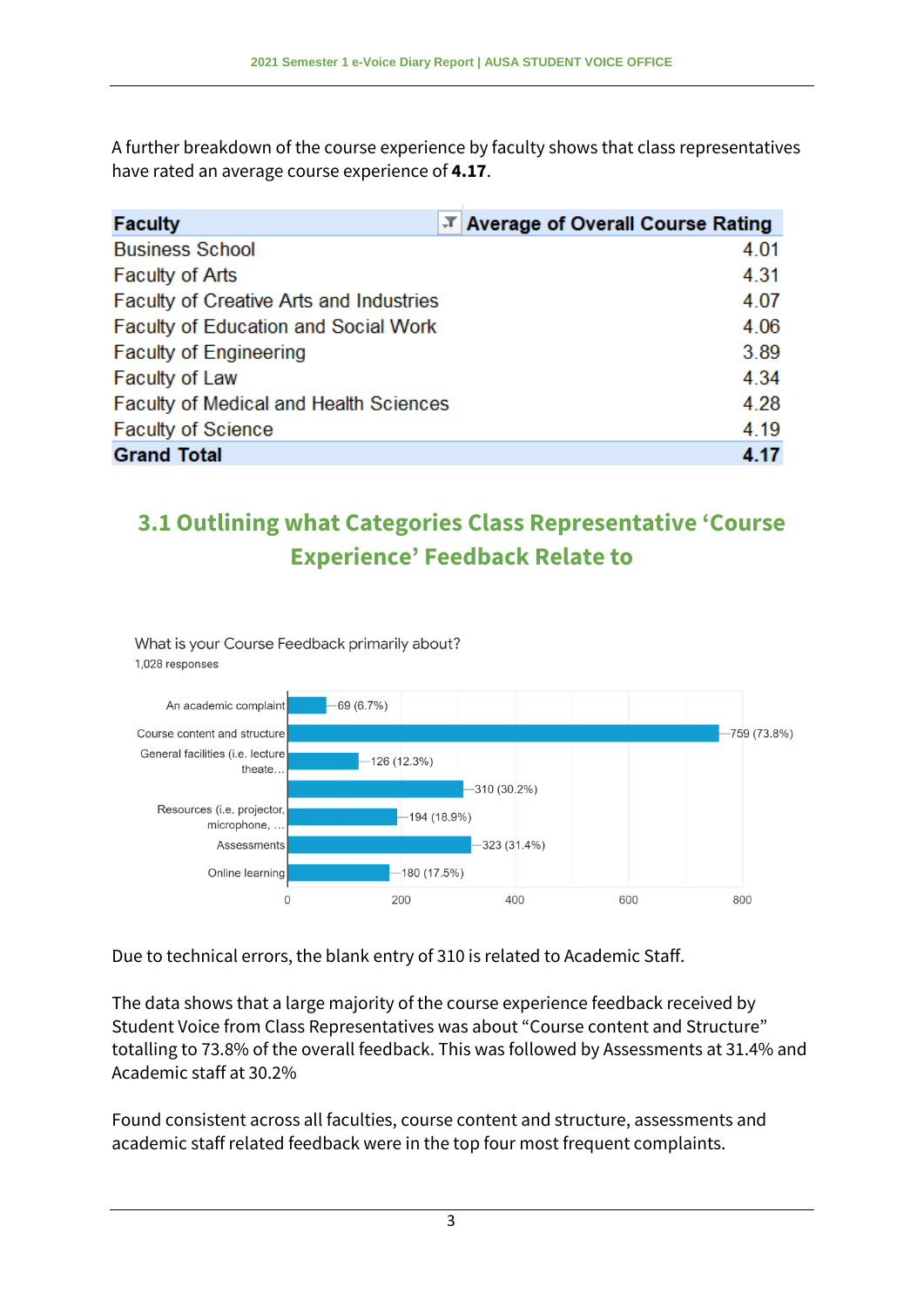A further breakdown of the course experience by faculty shows that class representatives have rated an average course experience of **4.17**.

| Faculty | Average of Overall Course Rating |
|---|---|
| Business School | 4.01 |
| Faculty of Arts | 4.31 |
| Faculty of Creative Arts and Industries | 4.07 |
| Faculty of Education and Social Work | 4.06 |
| Faculty of Engineering | 3.89 |
| Faculty of Law | 4.34 |
| Faculty of Medical and Health Sciences | 4.28 |
| Faculty of Science | 4.19 |
| **Grand Total** | **4.17** |

## 3.1 Outlining what Categories Class Representative 'Course Experience' Feedback Relate to

What is your Course Feedback primarily about?
1,028 responses

| Category | Responses |
|---|---|
| An academic complaint | 69 (6.7%) |
| Course content and structure | 759 (73.8%) |
| General facilities (i.e. lecture theate… | 126 (12.3%) |
| | 310 (30.2%) |
| Resources (i.e. projector, microphone, … | 194 (18.9%) |
| Assessments | 323 (31.4%) |
| Online learning | 180 (17.5%) |

Due to technical errors, the blank entry of 310 is related to Academic Staff.

The data shows that a large majority of the course experience feedback received by Student Voice from Class Representatives was about "Course content and Structure" totalling to 73.8% of the overall feedback. This was followed by Assessments at 31.4% and Academic staff at 30.2%

Found consistent across all faculties, course content and structure, assessments and academic staff related feedback were in the top four most frequent complaints.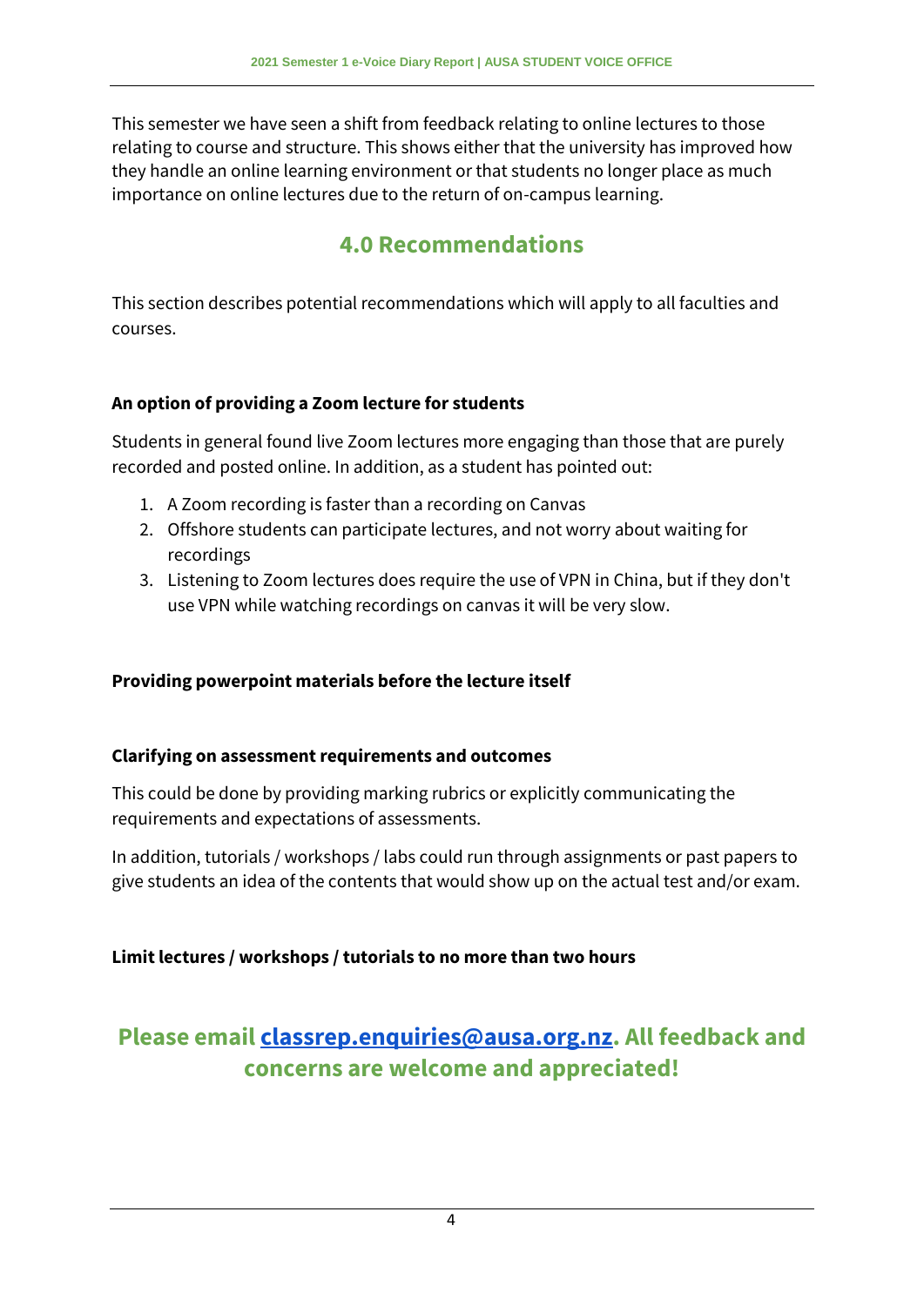This semester we have seen a shift from feedback relating to online lectures to those relating to course and structure. This shows either that the university has improved how they handle an online learning environment or that students no longer place as much importance on online lectures due to the return of on-campus learning.

## 4.0 Recommendations

This section describes potential recommendations which will apply to all faculties and courses.

**An option of providing a Zoom lecture for students**

Students in general found live Zoom lectures more engaging than those that are purely recorded and posted online. In addition, as a student has pointed out:

1. A Zoom recording is faster than a recording on Canvas
2. Offshore students can participate lectures, and not worry about waiting for recordings
3. Listening to Zoom lectures does require the use of VPN in China, but if they don't use VPN while watching recordings on canvas it will be very slow.

**Providing powerpoint materials before the lecture itself**

**Clarifying on assessment requirements and outcomes**

This could be done by providing marking rubrics or explicitly communicating the requirements and expectations of assessments.

In addition, tutorials / workshops / labs could run through assignments or past papers to give students an idea of the contents that would show up on the actual test and/or exam.

**Limit lectures / workshops / tutorials to no more than two hours**

**Please email [classrep.enquiries@ausa.org.nz](mailto:classrep.enquiries@ausa.org.nz). All feedback and concerns are welcome and appreciated!**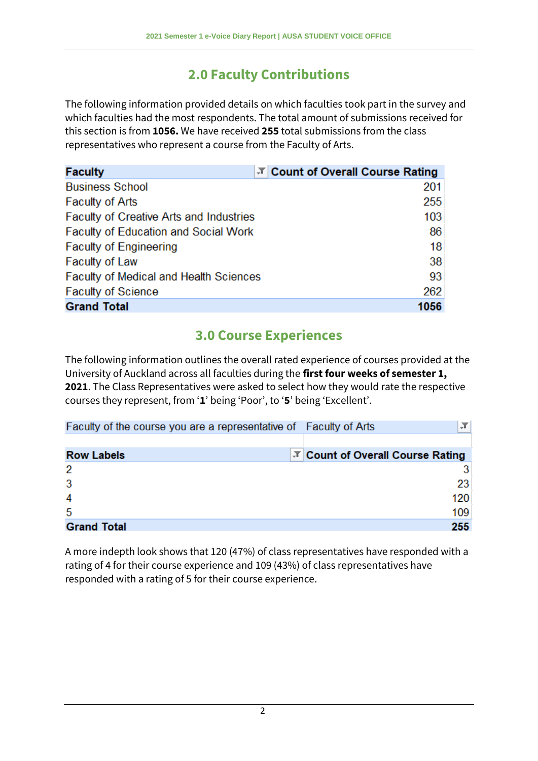## 2.0 Faculty Contributions

The following information provided details on which faculties took part in the survey and which faculties had the most respondents. The total amount of submissions received for this section is from **1056.** We have received **255** total submissions from the class representatives who represent a course from the Faculty of Arts.

| Faculty | Count of Overall Course Rating |
|---|---|
| Business School | 201 |
| Faculty of Arts | 255 |
| Faculty of Creative Arts and Industries | 103 |
| Faculty of Education and Social Work | 86 |
| Faculty of Engineering | 18 |
| Faculty of Law | 38 |
| Faculty of Medical and Health Sciences | 93 |
| Faculty of Science | 262 |
| **Grand Total** | **1056** |

## 3.0 Course Experiences

The following information outlines the overall rated experience of courses provided at the University of Auckland across all faculties during the **first four weeks of semester 1, 2021**. The Class Representatives were asked to select how they would rate the respective courses they represent, from '**1**' being 'Poor', to '**5**' being 'Excellent'.

| Faculty of the course you are a representative of | Faculty of Arts |
|---|---|
| | |
| **Row Labels** | **Count of Overall Course Rating** |
| 2 | 3 |
| 3 | 23 |
| 4 | 120 |
| 5 | 109 |
| **Grand Total** | **255** |

A more indepth look shows that 120 (47%) of class representatives have responded with a rating of 4 for their course experience and 109 (43%) of class representatives have responded with a rating of 5 for their course experience.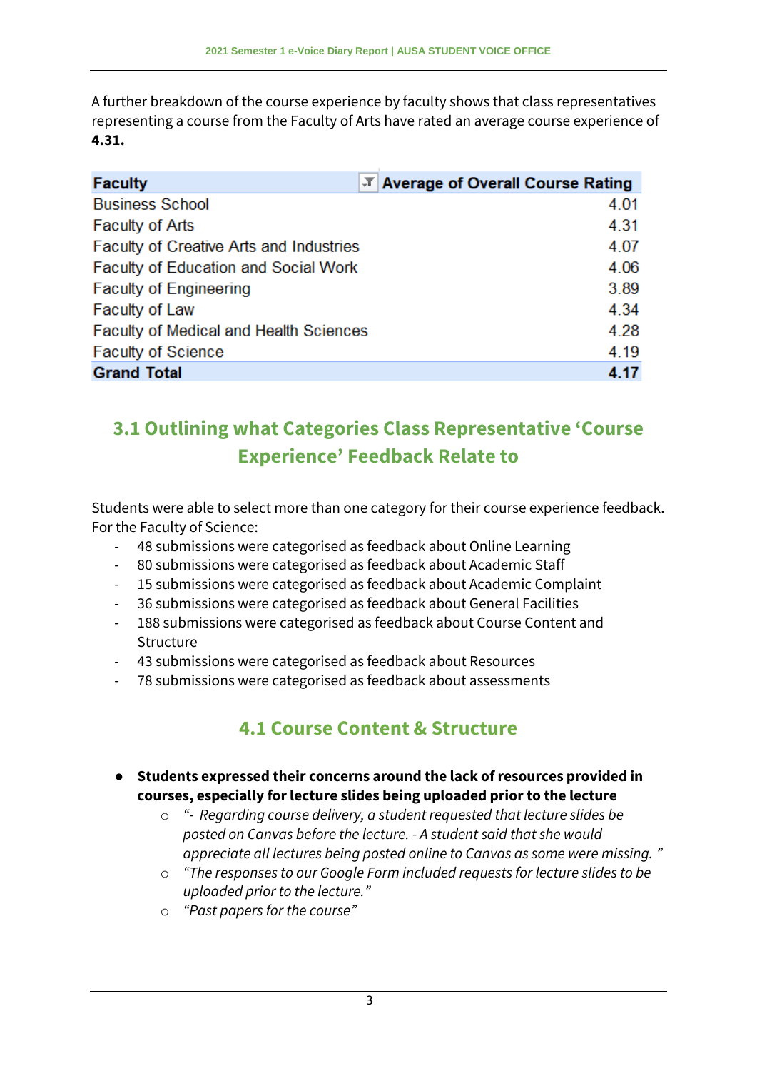A further breakdown of the course experience by faculty shows that class representatives representing a course from the Faculty of Arts have rated an average course experience of **4.31.**

| Faculty | Average of Overall Course Rating |
|---|---|
| Business School | 4.01 |
| Faculty of Arts | 4.31 |
| Faculty of Creative Arts and Industries | 4.07 |
| Faculty of Education and Social Work | 4.06 |
| Faculty of Engineering | 3.89 |
| Faculty of Law | 4.34 |
| Faculty of Medical and Health Sciences | 4.28 |
| Faculty of Science | 4.19 |
| **Grand Total** | **4.17** |

## 3.1 Outlining what Categories Class Representative 'Course Experience' Feedback Relate to

Students were able to select more than one category for their course experience feedback. For the Faculty of Science:

- 48 submissions were categorised as feedback about Online Learning
- 80 submissions were categorised as feedback about Academic Staff
- 15 submissions were categorised as feedback about Academic Complaint
- 36 submissions were categorised as feedback about General Facilities
- 188 submissions were categorised as feedback about Course Content and Structure
- 43 submissions were categorised as feedback about Resources
- 78 submissions were categorised as feedback about assessments

## 4.1 Course Content & Structure

- **Students expressed their concerns around the lack of resources provided in courses, especially for lecture slides being uploaded prior to the lecture**
  - *"- Regarding course delivery, a student requested that lecture slides be posted on Canvas before the lecture. - A student said that she would appreciate all lectures being posted online to Canvas as some were missing. "*
  - *"The responses to our Google Form included requests for lecture slides to be uploaded prior to the lecture."*
  - *"Past papers for the course"*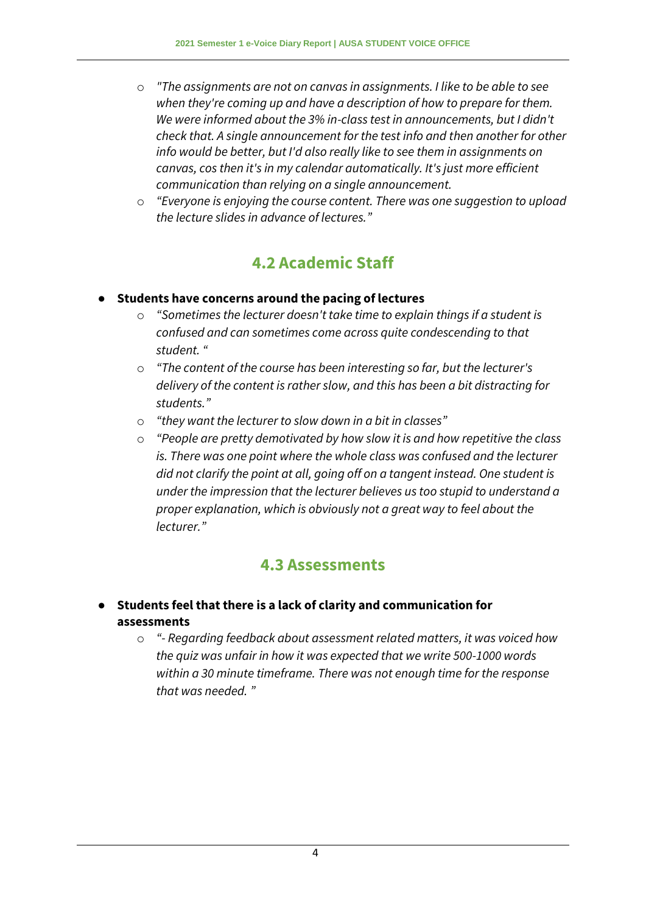- *"The assignments are not on canvas in assignments. I like to be able to see when they're coming up and have a description of how to prepare for them. We were informed about the 3% in-class test in announcements, but I didn't check that. A single announcement for the test info and then another for other info would be better, but I'd also really like to see them in assignments on canvas, cos then it's in my calendar automatically. It's just more efficient communication than relying on a single announcement.*
- *"Everyone is enjoying the course content. There was one suggestion to upload the lecture slides in advance of lectures."*

## 4.2 Academic Staff

- **Students have concerns around the pacing of lectures**
  - *"Sometimes the lecturer doesn't take time to explain things if a student is confused and can sometimes come across quite condescending to that student. "*
  - *"The content of the course has been interesting so far, but the lecturer's delivery of the content is rather slow, and this has been a bit distracting for students."*
  - *"they want the lecturer to slow down in a bit in classes"*
  - *"People are pretty demotivated by how slow it is and how repetitive the class is. There was one point where the whole class was confused and the lecturer did not clarify the point at all, going off on a tangent instead. One student is under the impression that the lecturer believes us too stupid to understand a proper explanation, which is obviously not a great way to feel about the lecturer."*

## 4.3 Assessments

- **Students feel that there is a lack of clarity and communication for assessments**
  - *"- Regarding feedback about assessment related matters, it was voiced how the quiz was unfair in how it was expected that we write 500-1000 words within a 30 minute timeframe. There was not enough time for the response that was needed. "*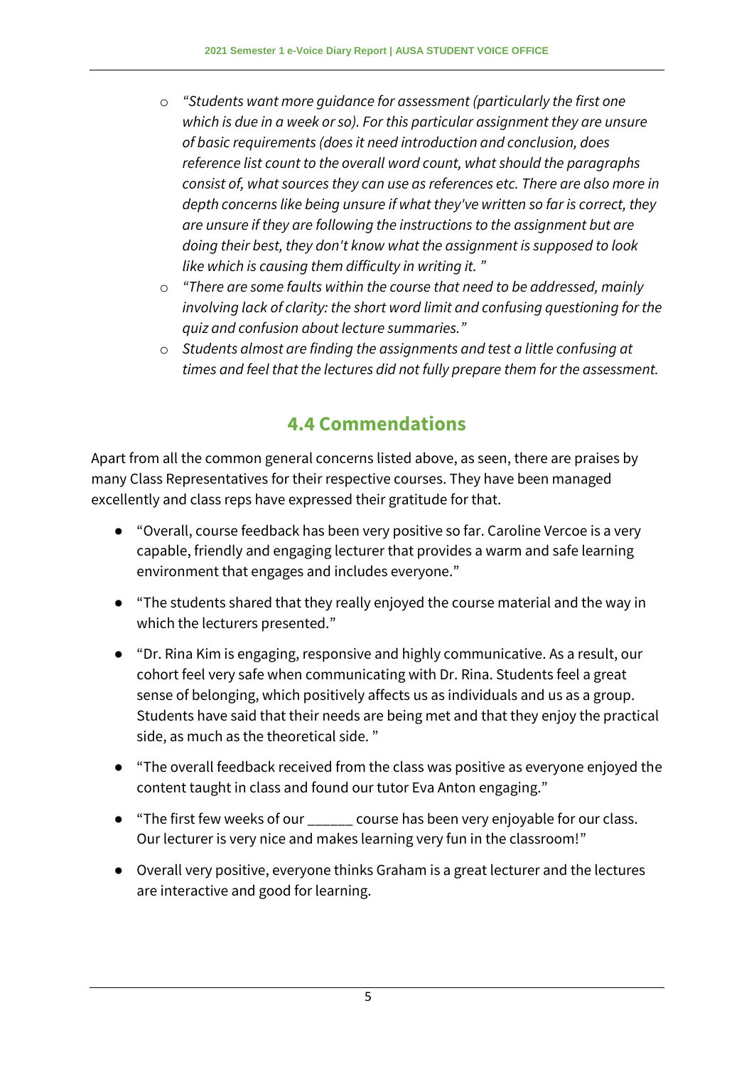- *"Students want more guidance for assessment (particularly the first one which is due in a week or so). For this particular assignment they are unsure of basic requirements (does it need introduction and conclusion, does reference list count to the overall word count, what should the paragraphs consist of, what sources they can use as references etc. There are also more in depth concerns like being unsure if what they've written so far is correct, they are unsure if they are following the instructions to the assignment but are doing their best, they don't know what the assignment is supposed to look like which is causing them difficulty in writing it. "*
- *"There are some faults within the course that need to be addressed, mainly involving lack of clarity: the short word limit and confusing questioning for the quiz and confusion about lecture summaries."*
- *Students almost are finding the assignments and test a little confusing at times and feel that the lectures did not fully prepare them for the assessment.*

## 4.4 Commendations

Apart from all the common general concerns listed above, as seen, there are praises by many Class Representatives for their respective courses. They have been managed excellently and class reps have expressed their gratitude for that.

- "Overall, course feedback has been very positive so far. Caroline Vercoe is a very capable, friendly and engaging lecturer that provides a warm and safe learning environment that engages and includes everyone."
- "The students shared that they really enjoyed the course material and the way in which the lecturers presented."
- "Dr. Rina Kim is engaging, responsive and highly communicative. As a result, our cohort feel very safe when communicating with Dr. Rina. Students feel a great sense of belonging, which positively affects us as individuals and us as a group. Students have said that their needs are being met and that they enjoy the practical side, as much as the theoretical side. "
- "The overall feedback received from the class was positive as everyone enjoyed the content taught in class and found our tutor Eva Anton engaging."
- "The first few weeks of our ______ course has been very enjoyable for our class. Our lecturer is very nice and makes learning very fun in the classroom!"
- Overall very positive, everyone thinks Graham is a great lecturer and the lectures are interactive and good for learning.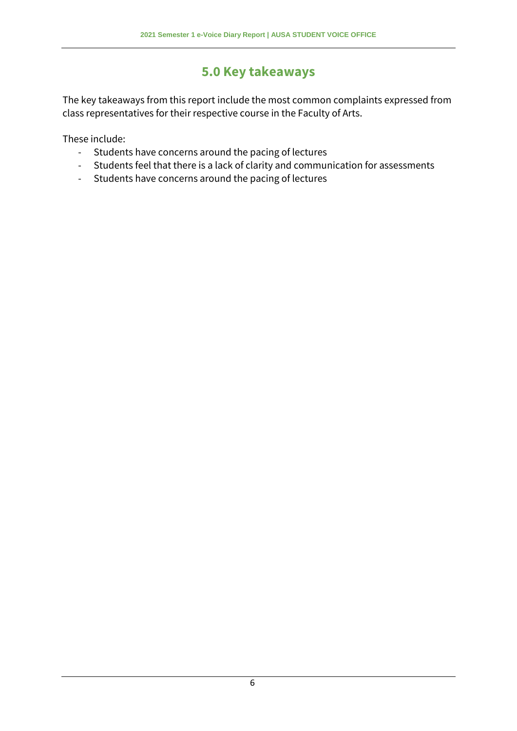## 5.0 Key takeaways

The key takeaways from this report include the most common complaints expressed from class representatives for their respective course in the Faculty of Arts.

These include:

- Students have concerns around the pacing of lectures
- Students feel that there is a lack of clarity and communication for assessments
- Students have concerns around the pacing of lectures